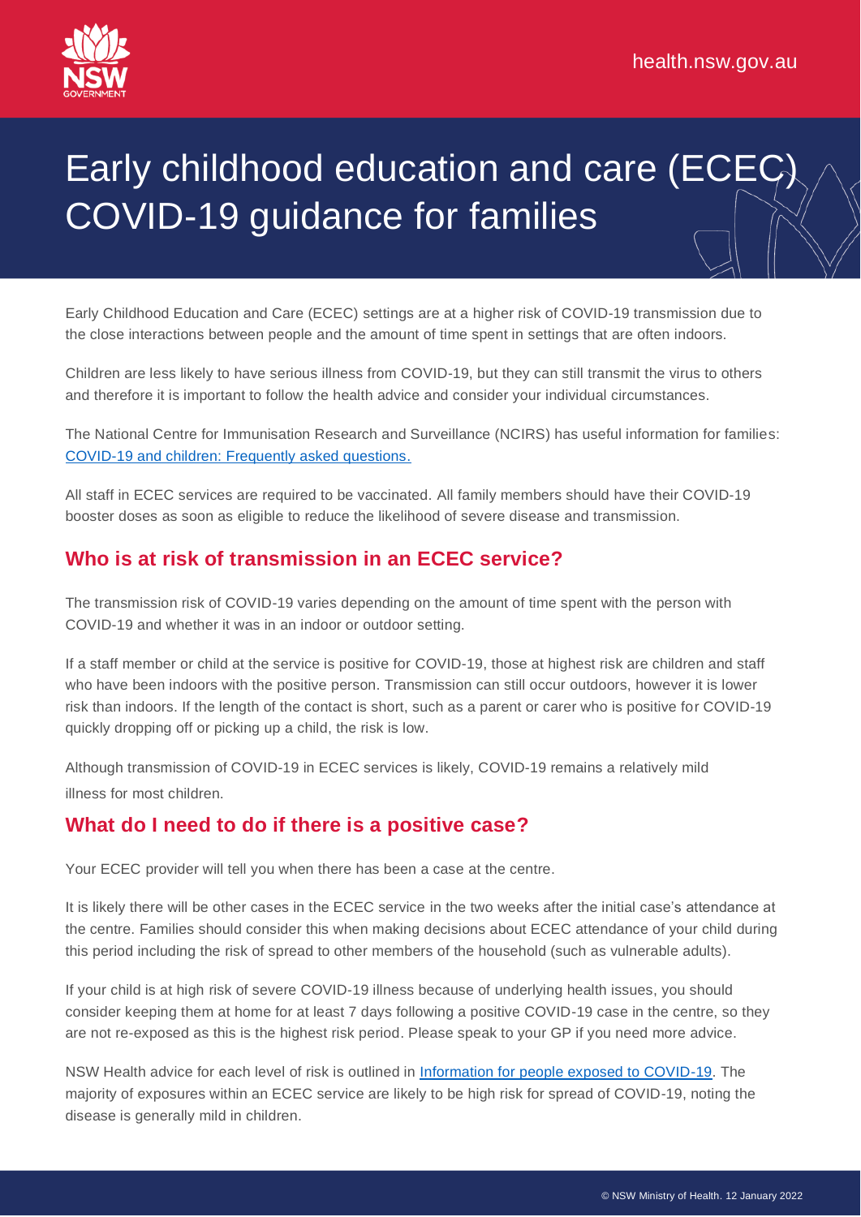# Early childhood education and care (ECEC) COVID-19 guidance for families

Early Childhood Education and Care (ECEC) settings are at a higher risk of COVID-19 transmission due to the close interactions between people and the amount of time spent in settings that are often indoors.

Children are less likely to have serious illness from COVID-19, but they can still transmit the virus to others and therefore it is important to follow the health advice and consider your individual circumstances.

The National Centre for Immunisation Research and Surveillance (NCIRS) has useful information for families: [COVID-19 and children: Frequently asked questions.]()

All staff in ECEC services are required to be vaccinated. All family members should have their COVID-19 booster doses as soon as eligible to reduce the likelihood of severe disease and transmission.

## Who is at risk of transmission in an ECEC service?

The transmission risk of COVID-19 varies depending on the amount of time spent with the person with COVID-19 and whether it was in an indoor or outdoor setting.

If a staff member or child at the service is positive for COVID-19, those at highest risk are children and staff who have been indoors with the positive person. Transmission can still occur outdoors, however it is lower risk than indoors. If the length of the contact is short, such as a parent or carer who is positive for COVID-19 quickly dropping off or picking up a child, the risk is low.

Although transmission of COVID-19 in ECEC services is likely, COVID-19 remains a relatively mild illness for most children.

## What do I need to do if there is a positive case?

Your ECEC provider will tell you when there has been a case at the centre.

It is likely there will be other cases in the ECEC service in the two weeks after the initial case's attendance at the centre. Families should consider this when making decisions about ECEC attendance of your child during this period including the risk of spread to other members of the household (such as vulnerable adults).

If your child is at high risk of severe COVID-19 illness because of underlying health issues, you should consider keeping them at home for at least 7 days following a positive COVID-19 case in the centre, so they are not re-exposed as this is the highest risk period. Please speak to your GP if you need more advice.

NSW Health advice for each level of risk is outlined in [Information for people exposed to COVID-19](). The majority of exposures within an ECEC service are likely to be high risk for spread of COVID-19, noting the disease is generally mild in children.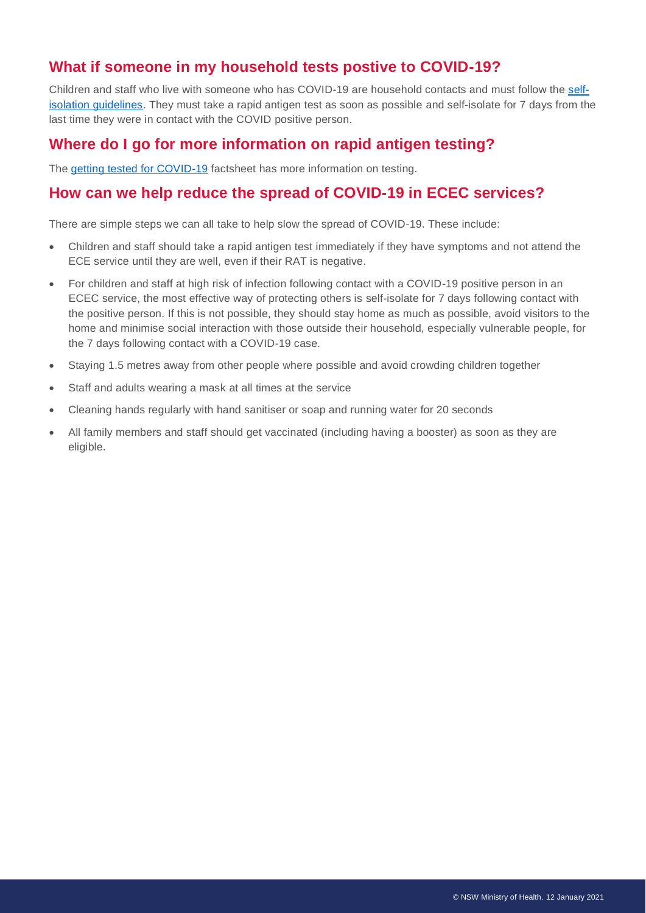## What if someone in my household tests postive to COVID-19?

Children and staff who live with someone who has COVID-19 are household contacts and must follow the self-isolation guidelines. They must take a rapid antigen test as soon as possible and self-isolate for 7 days from the last time they were in contact with the COVID positive person.

## Where do I go for more information on rapid antigen testing?

The getting tested for COVID-19 factsheet has more information on testing.

## How can we help reduce the spread of COVID-19 in ECEC services?

There are simple steps we can all take to help slow the spread of COVID-19. These include:

- Children and staff should take a rapid antigen test immediately if they have symptoms and not attend the ECE service until they are well, even if their RAT is negative.
- For children and staff at high risk of infection following contact with a COVID-19 positive person in an ECEC service, the most effective way of protecting others is self-isolate for 7 days following contact with the positive person. If this is not possible, they should stay home as much as possible, avoid visitors to the home and minimise social interaction with those outside their household, especially vulnerable people, for the 7 days following contact with a COVID-19 case.
- Staying 1.5 metres away from other people where possible and avoid crowding children together
- Staff and adults wearing a mask at all times at the service
- Cleaning hands regularly with hand sanitiser or soap and running water for 20 seconds
- All family members and staff should get vaccinated (including having a booster) as soon as they are eligible.

© NSW Ministry of Health. 12 January 2021